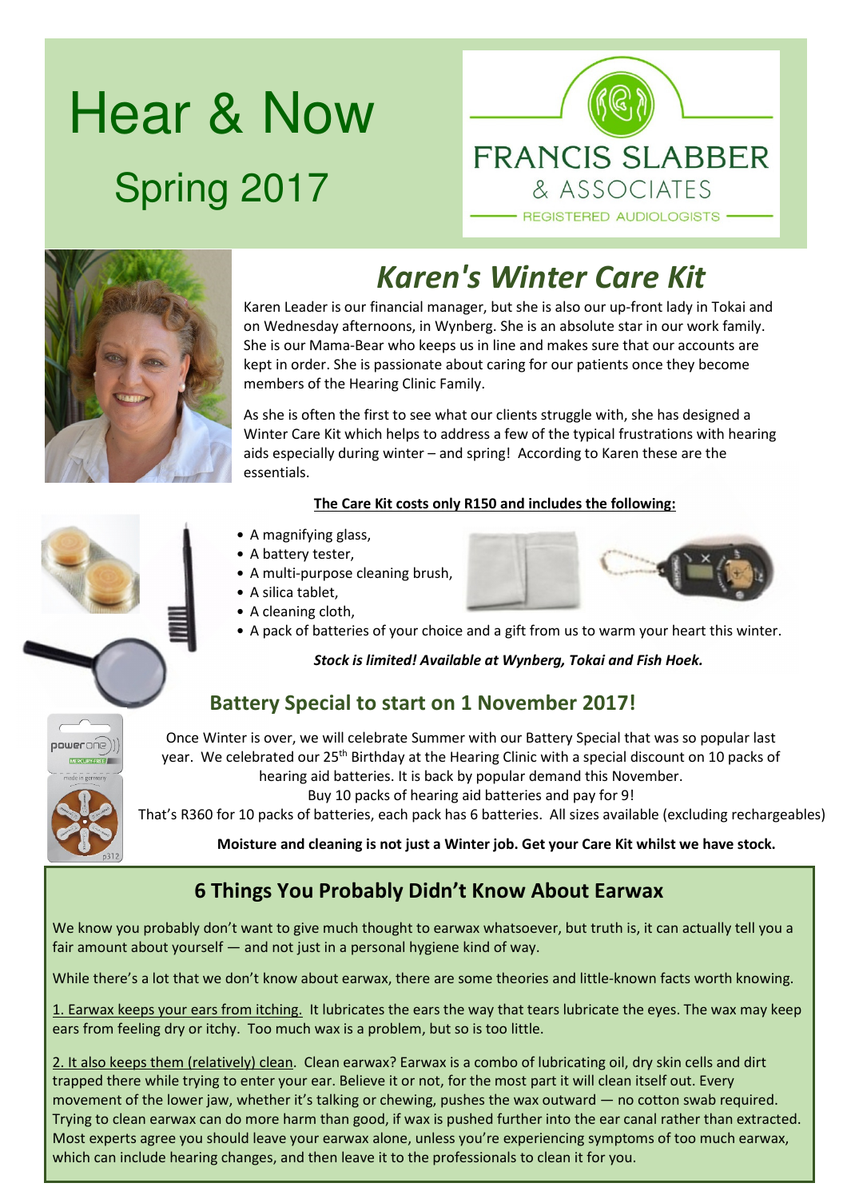# Hear & Now

## Spring 2017

FRANCIS SLABBER & ASSOCIATES

REGISTERED AUDIOLOGISTS

## *Karen's Winter Care Kit*

Karen Leader is our financial manager, but she is also our up-front lady in Tokai and on Wednesday afternoons, in Wynberg. She is an absolute star in our work family. She is our Mama-Bear who keeps us in line and makes sure that our accounts are kept in order. She is passionate about caring for our patients once they become members of the Hearing Clinic Family.

As she is often the first to see what our clients struggle with, she has designed a Winter Care Kit which helps to address a few of the typical frustrations with hearing aids especially during winter – and spring! According to Karen these are the essentials.

**The Care Kit costs only R150 and includes the following:**

- A magnifying glass,
- A battery tester,
- A multi-purpose cleaning brush,
- A silica tablet,
- A cleaning cloth,
- A pack of batteries of your choice and a gift from us to warm your heart this winter.

***Stock is limited! Available at Wynberg, Tokai and Fish Hoek.***

### Battery Special to start on 1 November 2017!

Once Winter is over, we will celebrate Summer with our Battery Special that was so popular last year. We celebrated our 25th Birthday at the Hearing Clinic with a special discount on 10 packs of hearing aid batteries. It is back by popular demand this November.

Buy 10 packs of hearing aid batteries and pay for 9!

That's R360 for 10 packs of batteries, each pack has 6 batteries. All sizes available (excluding rechargeables)

**Moisture and cleaning is not just a Winter job. Get your Care Kit whilst we have stock.**

### 6 Things You Probably Didn't Know About Earwax

We know you probably don't want to give much thought to earwax whatsoever, but truth is, it can actually tell you a fair amount about yourself — and not just in a personal hygiene kind of way.

While there's a lot that we don't know about earwax, there are some theories and little-known facts worth knowing.

1. Earwax keeps your ears from itching. It lubricates the ears the way that tears lubricate the eyes. The wax may keep ears from feeling dry or itchy. Too much wax is a problem, but so is too little.

2. It also keeps them (relatively) clean. Clean earwax? Earwax is a combo of lubricating oil, dry skin cells and dirt trapped there while trying to enter your ear. Believe it or not, for the most part it will clean itself out. Every movement of the lower jaw, whether it's talking or chewing, pushes the wax outward — no cotton swab required. Trying to clean earwax can do more harm than good, if wax is pushed further into the ear canal rather than extracted. Most experts agree you should leave your earwax alone, unless you're experiencing symptoms of too much earwax, which can include hearing changes, and then leave it to the professionals to clean it for you.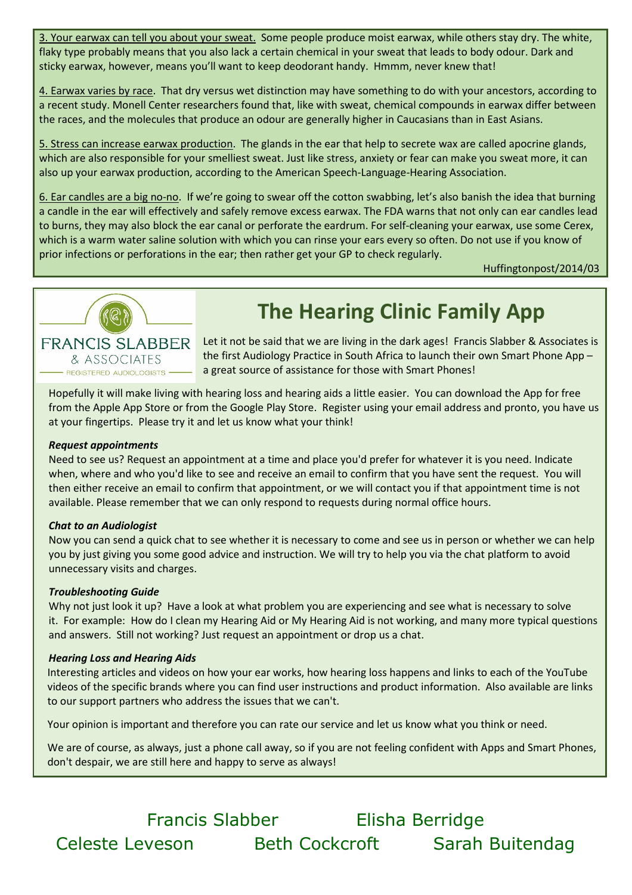<u>3. Your earwax can tell you about your sweat.</u> Some people produce moist earwax, while others stay dry. The white, flaky type probably means that you also lack a certain chemical in your sweat that leads to body odour. Dark and sticky earwax, however, means you'll want to keep deodorant handy. Hmmm, never knew that!

<u>4. Earwax varies by race</u>. That dry versus wet distinction may have something to do with your ancestors, according to a recent study. Monell Center researchers found that, like with sweat, chemical compounds in earwax differ between the races, and the molecules that produce an odour are generally higher in Caucasians than in East Asians.

<u>5. Stress can increase earwax production</u>. The glands in the ear that help to secrete wax are called apocrine glands, which are also responsible for your smelliest sweat. Just like stress, anxiety or fear can make you sweat more, it can also up your earwax production, according to the American Speech-Language-Hearing Association.

<u>6. Ear candles are a big no-no</u>. If we're going to swear off the cotton swabbing, let's also banish the idea that burning a candle in the ear will effectively and safely remove excess earwax. The FDA warns that not only can ear candles lead to burns, they may also block the ear canal or perforate the eardrum. For self-cleaning your earwax, use some Cerex, which is a warm water saline solution with which you can rinse your ears every so often. Do not use if you know of prior infections or perforations in the ear; then rather get your GP to check regularly.

Huffingtonpost/2014/03

FRANCIS SLABBER & ASSOCIATES
REGISTERED AUDIOLOGISTS

# The Hearing Clinic Family App

Let it not be said that we are living in the dark ages! Francis Slabber & Associates is the first Audiology Practice in South Africa to launch their own Smart Phone App – a great source of assistance for those with Smart Phones!

Hopefully it will make living with hearing loss and hearing aids a little easier. You can download the App for free from the Apple App Store or from the Google Play Store. Register using your email address and pronto, you have us at your fingertips. Please try it and let us know what your think!

***Request appointments***

Need to see us? Request an appointment at a time and place you'd prefer for whatever it is you need. Indicate when, where and who you'd like to see and receive an email to confirm that you have sent the request. You will then either receive an email to confirm that appointment, or we will contact you if that appointment time is not available. Please remember that we can only respond to requests during normal office hours.

***Chat to an Audiologist***

Now you can send a quick chat to see whether it is necessary to come and see us in person or whether we can help you by just giving you some good advice and instruction. We will try to help you via the chat platform to avoid unnecessary visits and charges.

***Troubleshooting Guide***

Why not just look it up? Have a look at what problem you are experiencing and see what is necessary to solve it. For example: How do I clean my Hearing Aid or My Hearing Aid is not working, and many more typical questions and answers. Still not working? Just request an appointment or drop us a chat.

***Hearing Loss and Hearing Aids***

Interesting articles and videos on how your ear works, how hearing loss happens and links to each of the YouTube videos of the specific brands where you can find user instructions and product information. Also available are links to our support partners who address the issues that we can't.

Your opinion is important and therefore you can rate our service and let us know what you think or need.

We are of course, as always, just a phone call away, so if you are not feeling confident with Apps and Smart Phones, don't despair, we are still here and happy to serve as always!

Francis Slabber Elisha Berridge

Celeste Leveson Beth Cockcroft Sarah Buitendag